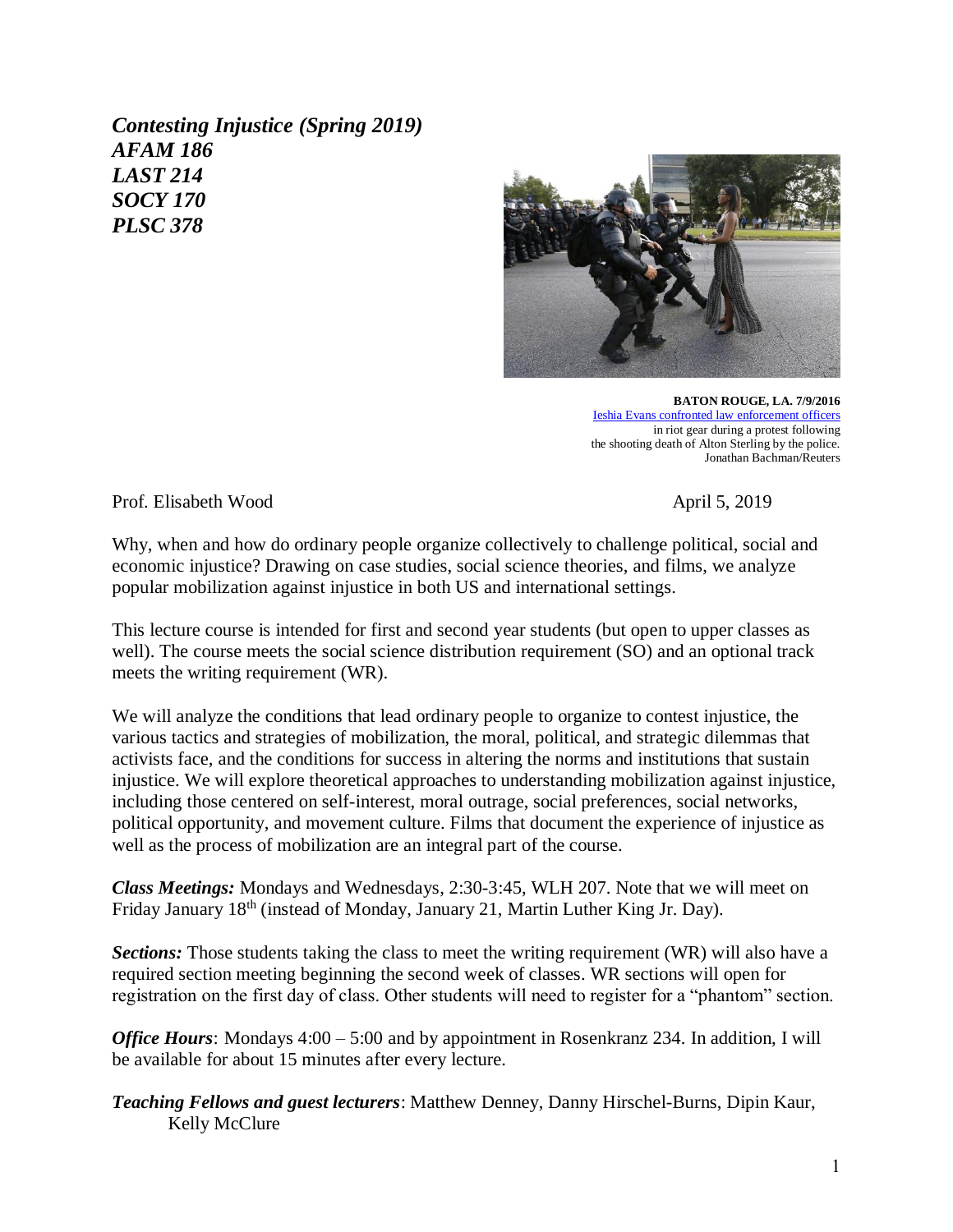***Contesting Injustice (Spring 2019)***
***AFAM 186***
***LAST 214***
***SOCY 170***
***PLSC 378***

**BATON ROUGE, LA. 7/9/2016**
[Ieshia Evans confronted law enforcement officers](#) in riot gear during a protest following the shooting death of Alton Sterling by the police.
Jonathan Bachman/Reuters

Prof. Elisabeth Wood

April 5, 2019

Why, when and how do ordinary people organize collectively to challenge political, social and economic injustice? Drawing on case studies, social science theories, and films, we analyze popular mobilization against injustice in both US and international settings.

This lecture course is intended for first and second year students (but open to upper classes as well). The course meets the social science distribution requirement (SO) and an optional track meets the writing requirement (WR).

We will analyze the conditions that lead ordinary people to organize to contest injustice, the various tactics and strategies of mobilization, the moral, political, and strategic dilemmas that activists face, and the conditions for success in altering the norms and institutions that sustain injustice. We will explore theoretical approaches to understanding mobilization against injustice, including those centered on self-interest, moral outrage, social preferences, social networks, political opportunity, and movement culture. Films that document the experience of injustice as well as the process of mobilization are an integral part of the course.

***Class Meetings:*** Mondays and Wednesdays, 2:30-3:45, WLH 207. Note that we will meet on Friday January 18th (instead of Monday, January 21, Martin Luther King Jr. Day).

***Sections:*** Those students taking the class to meet the writing requirement (WR) will also have a required section meeting beginning the second week of classes. WR sections will open for registration on the first day of class. Other students will need to register for a "phantom" section.

***Office Hours***: Mondays 4:00 – 5:00 and by appointment in Rosenkranz 234. In addition, I will be available for about 15 minutes after every lecture.

***Teaching Fellows and guest lecturers***: Matthew Denney, Danny Hirschel-Burns, Dipin Kaur, Kelly McClure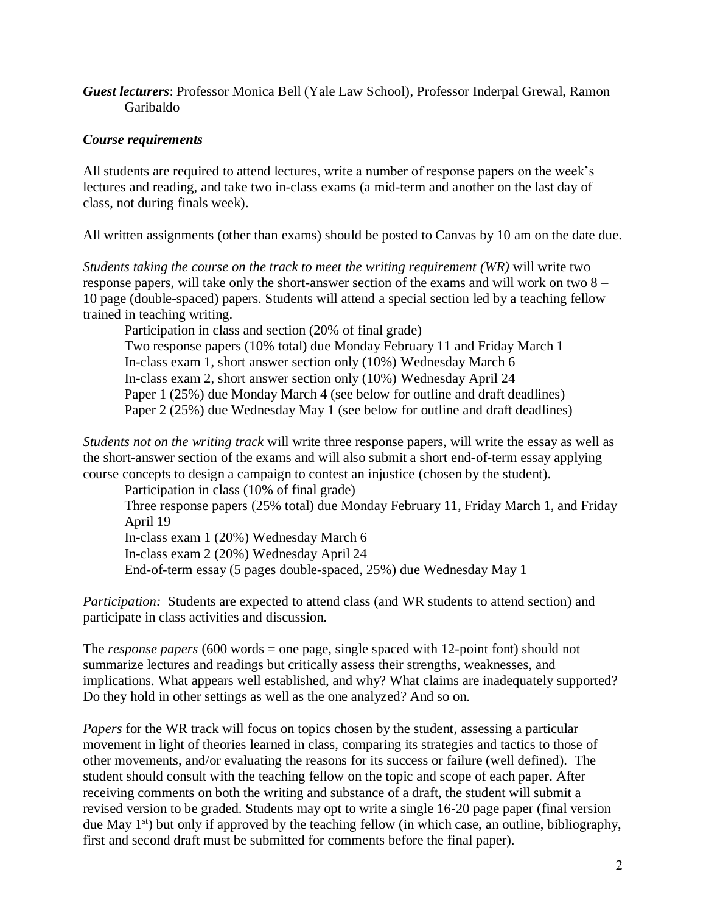***Guest lecturers***: Professor Monica Bell (Yale Law School), Professor Inderpal Grewal, Ramon Garibaldo

***Course requirements***

All students are required to attend lectures, write a number of response papers on the week's lectures and reading, and take two in-class exams (a mid-term and another on the last day of class, not during finals week).

All written assignments (other than exams) should be posted to Canvas by 10 am on the date due.

*Students taking the course on the track to meet the writing requirement (WR)* will write two response papers, will take only the short-answer section of the exams and will work on two 8 – 10 page (double-spaced) papers. Students will attend a special section led by a teaching fellow trained in teaching writing.

- Participation in class and section (20% of final grade)
- Two response papers (10% total) due Monday February 11 and Friday March 1
- In-class exam 1, short answer section only (10%) Wednesday March 6
- In-class exam 2, short answer section only (10%) Wednesday April 24
- Paper 1 (25%) due Monday March 4 (see below for outline and draft deadlines)
- Paper 2 (25%) due Wednesday May 1 (see below for outline and draft deadlines)

*Students not on the writing track* will write three response papers, will write the essay as well as the short-answer section of the exams and will also submit a short end-of-term essay applying course concepts to design a campaign to contest an injustice (chosen by the student).

- Participation in class (10% of final grade)
- Three response papers (25% total) due Monday February 11, Friday March 1, and Friday April 19
- In-class exam 1 (20%) Wednesday March 6
- In-class exam 2 (20%) Wednesday April 24
- End-of-term essay (5 pages double-spaced, 25%) due Wednesday May 1

*Participation:* Students are expected to attend class (and WR students to attend section) and participate in class activities and discussion.

The *response papers* (600 words = one page, single spaced with 12-point font) should not summarize lectures and readings but critically assess their strengths, weaknesses, and implications. What appears well established, and why? What claims are inadequately supported? Do they hold in other settings as well as the one analyzed? And so on.

*Papers* for the WR track will focus on topics chosen by the student, assessing a particular movement in light of theories learned in class, comparing its strategies and tactics to those of other movements, and/or evaluating the reasons for its success or failure (well defined). The student should consult with the teaching fellow on the topic and scope of each paper. After receiving comments on both the writing and substance of a draft, the student will submit a revised version to be graded. Students may opt to write a single 16-20 page paper (final version due May 1st) but only if approved by the teaching fellow (in which case, an outline, bibliography, first and second draft must be submitted for comments before the final paper).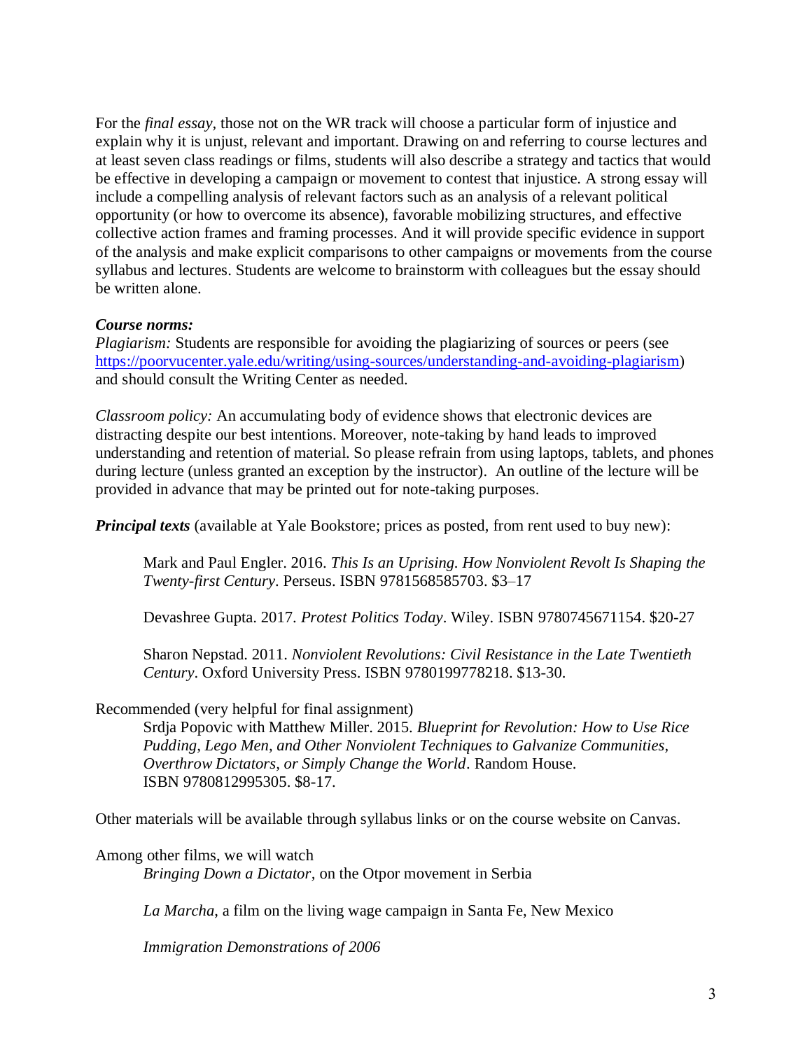For the *final essay*, those not on the WR track will choose a particular form of injustice and explain why it is unjust, relevant and important. Drawing on and referring to course lectures and at least seven class readings or films, students will also describe a strategy and tactics that would be effective in developing a campaign or movement to contest that injustice. A strong essay will include a compelling analysis of relevant factors such as an analysis of a relevant political opportunity (or how to overcome its absence), favorable mobilizing structures, and effective collective action frames and framing processes. And it will provide specific evidence in support of the analysis and make explicit comparisons to other campaigns or movements from the course syllabus and lectures. Students are welcome to brainstorm with colleagues but the essay should be written alone.

***Course norms:***

*Plagiarism:* Students are responsible for avoiding the plagiarizing of sources or peers (see https://poorvucenter.yale.edu/writing/using-sources/understanding-and-avoiding-plagiarism) and should consult the Writing Center as needed.

*Classroom policy:* An accumulating body of evidence shows that electronic devices are distracting despite our best intentions. Moreover, note-taking by hand leads to improved understanding and retention of material. So please refrain from using laptops, tablets, and phones during lecture (unless granted an exception by the instructor). An outline of the lecture will be provided in advance that may be printed out for note-taking purposes.

***Principal texts*** (available at Yale Bookstore; prices as posted, from rent used to buy new):

> Mark and Paul Engler. 2016. *This Is an Uprising. How Nonviolent Revolt Is Shaping the Twenty-first Century*. Perseus. ISBN 9781568585703. $3–17
>
> Devashree Gupta. 2017. *Protest Politics Today*. Wiley. ISBN 9780745671154. $20-27
>
> Sharon Nepstad. 2011. *Nonviolent Revolutions: Civil Resistance in the Late Twentieth Century*. Oxford University Press. ISBN 9780199778218. $13-30.

Recommended (very helpful for final assignment)

> Srdja Popovic with Matthew Miller. 2015. *Blueprint for Revolution: How to Use Rice Pudding, Lego Men, and Other Nonviolent Techniques to Galvanize Communities, Overthrow Dictators, or Simply Change the World*. Random House. ISBN 9780812995305. $8-17.

Other materials will be available through syllabus links or on the course website on Canvas.

Among other films, we will watch

> *Bringing Down a Dictator*, on the Otpor movement in Serbia
>
> *La Marcha*, a film on the living wage campaign in Santa Fe, New Mexico
>
> *Immigration Demonstrations of 2006*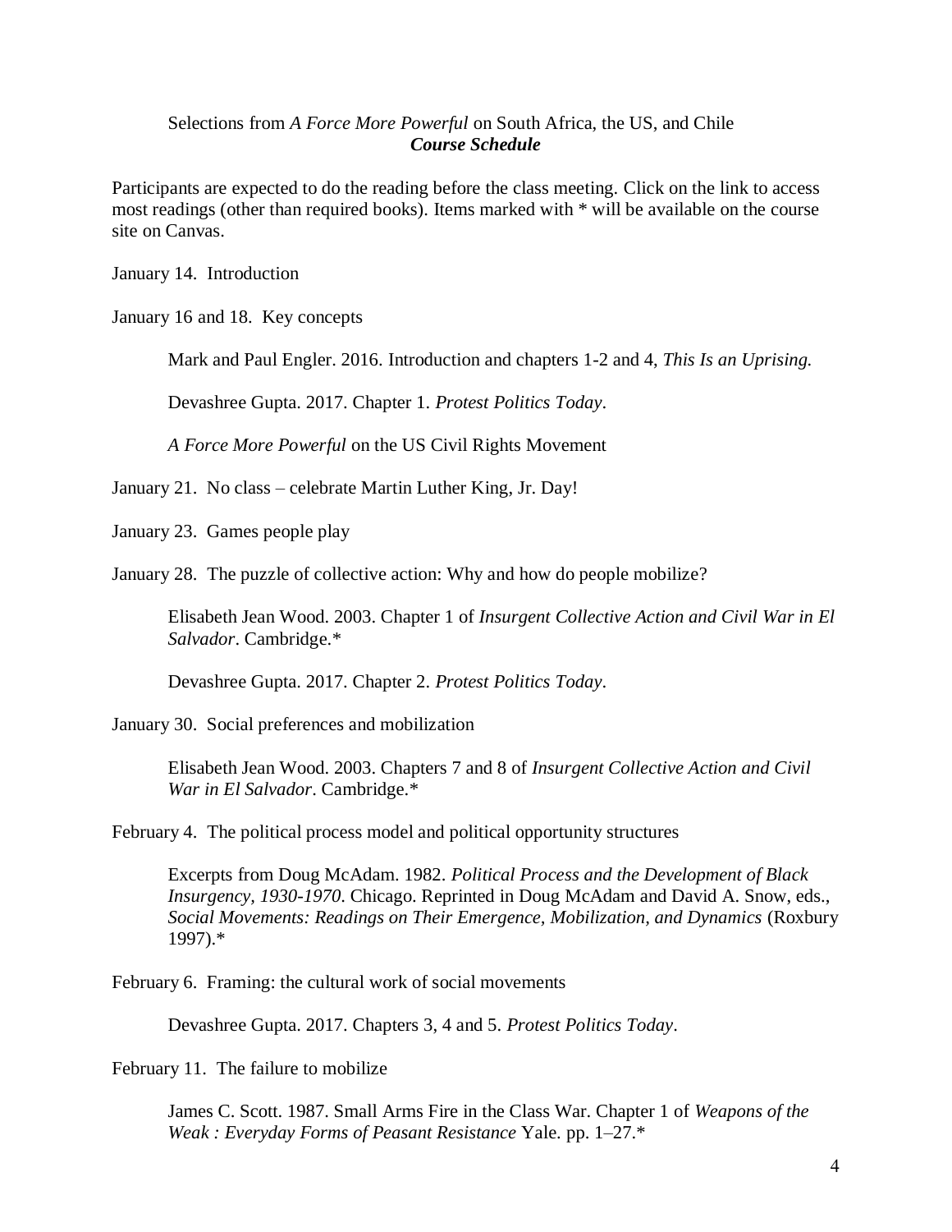Selections from *A Force More Powerful* on South Africa, the US, and Chile

## ***Course Schedule***

Participants are expected to do the reading before the class meeting. Click on the link to access most readings (other than required books). Items marked with * will be available on the course site on Canvas.

January 14. Introduction

January 16 and 18. Key concepts

> Mark and Paul Engler. 2016. Introduction and chapters 1-2 and 4, *This Is an Uprising.*
>
> Devashree Gupta. 2017. Chapter 1. *Protest Politics Today*.
>
> *A Force More Powerful* on the US Civil Rights Movement

January 21. No class – celebrate Martin Luther King, Jr. Day!

January 23. Games people play

January 28. The puzzle of collective action: Why and how do people mobilize?

> Elisabeth Jean Wood. 2003. Chapter 1 of *Insurgent Collective Action and Civil War in El Salvador*. Cambridge.*
>
> Devashree Gupta. 2017. Chapter 2. *Protest Politics Today*.

January 30. Social preferences and mobilization

> Elisabeth Jean Wood. 2003. Chapters 7 and 8 of *Insurgent Collective Action and Civil War in El Salvador*. Cambridge.*

February 4. The political process model and political opportunity structures

> Excerpts from Doug McAdam. 1982. *Political Process and the Development of Black Insurgency, 1930-1970*. Chicago. Reprinted in Doug McAdam and David A. Snow, eds., *Social Movements: Readings on Their Emergence, Mobilization, and Dynamics* (Roxbury 1997).*

February 6. Framing: the cultural work of social movements

> Devashree Gupta. 2017. Chapters 3, 4 and 5. *Protest Politics Today*.

February 11. The failure to mobilize

> James C. Scott. 1987. Small Arms Fire in the Class War. Chapter 1 of *Weapons of the Weak : Everyday Forms of Peasant Resistance* Yale. pp. 1–27.*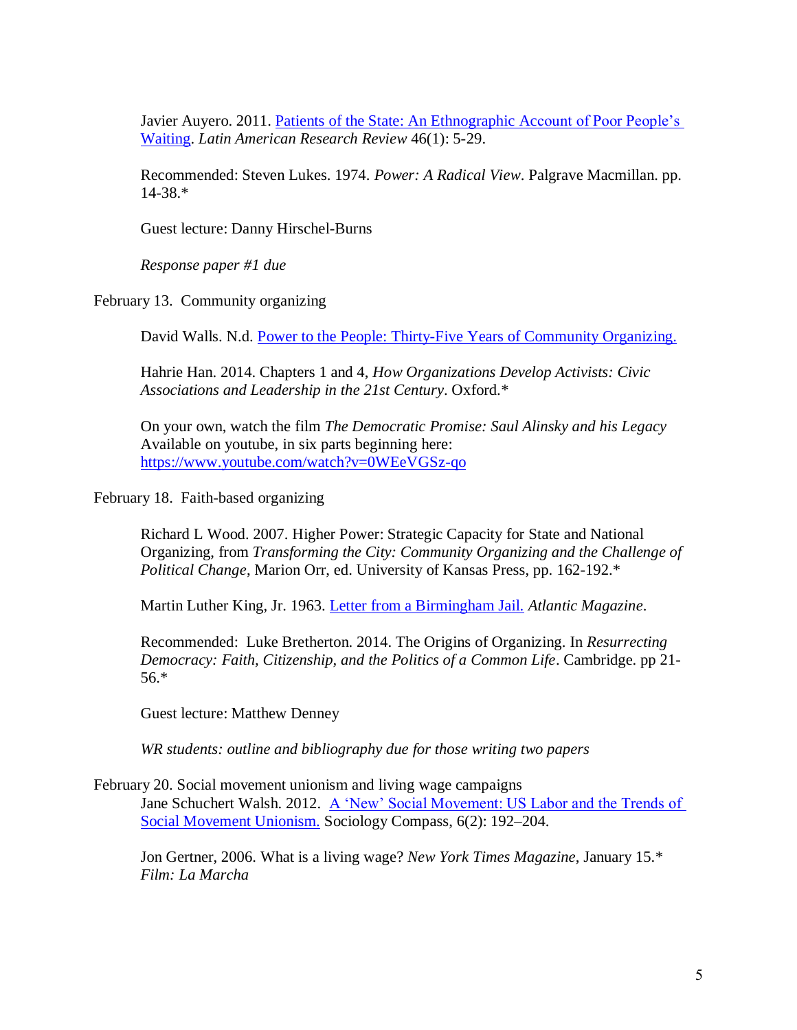Javier Auyero. 2011. [Patients of the State: An Ethnographic Account of Poor People's Waiting]. *Latin American Research Review* 46(1): 5-29.

Recommended: Steven Lukes. 1974. *Power: A Radical View*. Palgrave Macmillan. pp. 14-38.*

Guest lecture: Danny Hirschel-Burns

*Response paper #1 due*

February 13. Community organizing

David Walls. N.d. [Power to the People: Thirty-Five Years of Community Organizing.]

Hahrie Han. 2014. Chapters 1 and 4, *How Organizations Develop Activists: Civic Associations and Leadership in the 21st Century*. Oxford.*

On your own, watch the film *The Democratic Promise: Saul Alinsky and his Legacy* Available on youtube, in six parts beginning here: https://www.youtube.com/watch?v=0WEeVGSz-qo

February 18. Faith-based organizing

Richard L Wood. 2007. Higher Power: Strategic Capacity for State and National Organizing, from *Transforming the City: Community Organizing and the Challenge of Political Change*, Marion Orr, ed. University of Kansas Press, pp. 162-192.*

Martin Luther King, Jr. 1963. [Letter from a Birmingham Jail.] *Atlantic Magazine*.

Recommended: Luke Bretherton. 2014. The Origins of Organizing. In *Resurrecting Democracy: Faith, Citizenship, and the Politics of a Common Life*. Cambridge. pp 21-56.*

Guest lecture: Matthew Denney

*WR students: outline and bibliography due for those writing two papers*

February 20. Social movement unionism and living wage campaigns

Jane Schuchert Walsh. 2012. [A 'New' Social Movement: US Labor and the Trends of Social Movement Unionism.] Sociology Compass, 6(2): 192–204.

Jon Gertner, 2006. What is a living wage? *New York Times Magazine*, January 15.*
*Film: La Marcha*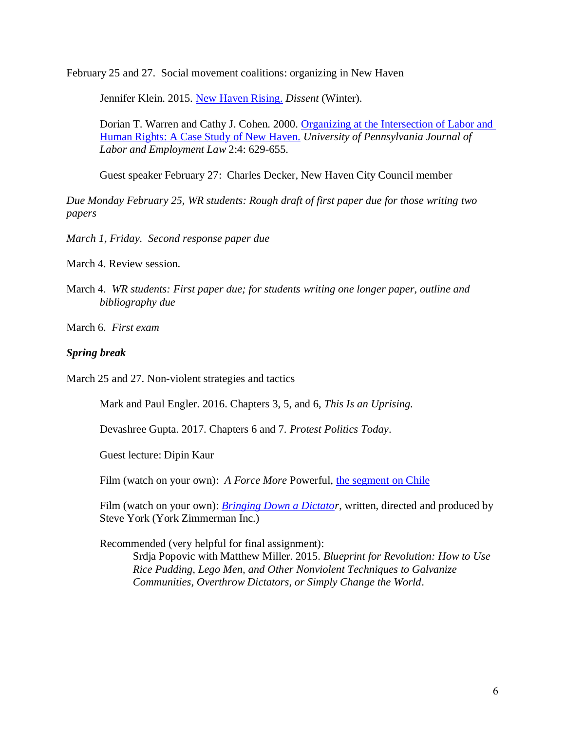February 25 and 27. Social movement coalitions: organizing in New Haven

> Jennifer Klein. 2015. New Haven Rising. *Dissent* (Winter).
>
> Dorian T. Warren and Cathy J. Cohen. 2000. Organizing at the Intersection of Labor and Human Rights: A Case Study of New Haven. *University of Pennsylvania Journal of Labor and Employment Law* 2:4: 629-655.
>
> Guest speaker February 27: Charles Decker, New Haven City Council member

*Due Monday February 25, WR students: Rough draft of first paper due for those writing two papers*

*March 1, Friday. Second response paper due*

March 4. Review session.

March 4. *WR students: First paper due; for students writing one longer paper, outline and bibliography due*

March 6. *First exam*

***Spring break***

March 25 and 27. Non-violent strategies and tactics

> Mark and Paul Engler. 2016. Chapters 3, 5, and 6, *This Is an Uprising.*
>
> Devashree Gupta. 2017. Chapters 6 and 7. *Protest Politics Today*.
>
> Guest lecture: Dipin Kaur
>
> Film (watch on your own): *A Force More* Powerful, the segment on Chile
>
> Film (watch on your own): *Bringing Down a Dictator*, written, directed and produced by Steve York (York Zimmerman Inc.)
>
> Recommended (very helpful for final assignment):
>
> > Srdja Popovic with Matthew Miller. 2015. *Blueprint for Revolution: How to Use Rice Pudding, Lego Men, and Other Nonviolent Techniques to Galvanize Communities, Overthrow Dictators, or Simply Change the World*.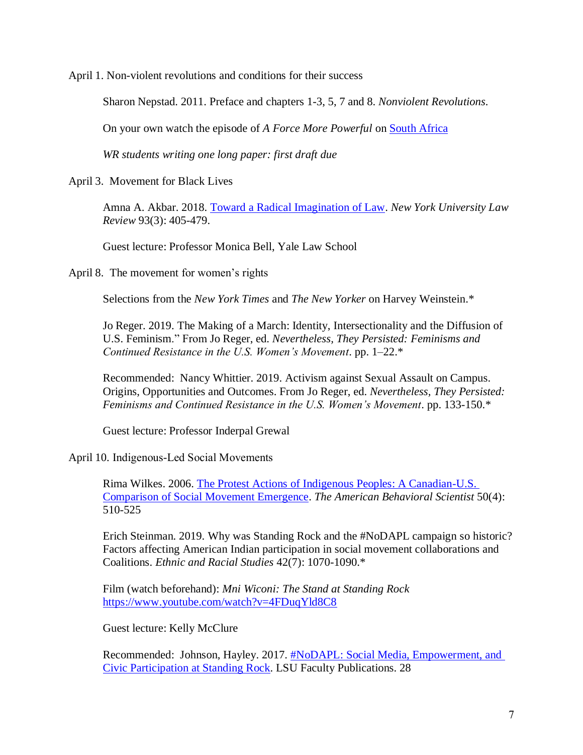April 1. Non-violent revolutions and conditions for their success

Sharon Nepstad. 2011. Preface and chapters 1-3, 5, 7 and 8. *Nonviolent Revolutions.*

On your own watch the episode of *A Force More Powerful* on South Africa

*WR students writing one long paper: first draft due*

April 3. Movement for Black Lives

Amna A. Akbar. 2018. Toward a Radical Imagination of Law. *New York University Law Review* 93(3): 405-479.

Guest lecture: Professor Monica Bell, Yale Law School

April 8. The movement for women's rights

Selections from the *New York Times* and *The New Yorker* on Harvey Weinstein.*

Jo Reger. 2019. The Making of a March: Identity, Intersectionality and the Diffusion of U.S. Feminism." From Jo Reger, ed. *Nevertheless, They Persisted: Feminisms and Continued Resistance in the U.S. Women's Movement*. pp. 1–22.*

Recommended: Nancy Whittier. 2019. Activism against Sexual Assault on Campus. Origins, Opportunities and Outcomes. From Jo Reger, ed. *Nevertheless, They Persisted: Feminisms and Continued Resistance in the U.S. Women's Movement*. pp. 133-150.*

Guest lecture: Professor Inderpal Grewal

April 10. Indigenous-Led Social Movements

Rima Wilkes. 2006. The Protest Actions of Indigenous Peoples: A Canadian-U.S. Comparison of Social Movement Emergence. *The American Behavioral Scientist* 50(4): 510-525

Erich Steinman. 2019. Why was Standing Rock and the #NoDAPL campaign so historic? Factors affecting American Indian participation in social movement collaborations and Coalitions. *Ethnic and Racial Studies* 42(7): 1070-1090.*

Film (watch beforehand): *Mni Wiconi: The Stand at Standing Rock* https://www.youtube.com/watch?v=4FDuqYld8C8

Guest lecture: Kelly McClure

Recommended: Johnson, Hayley. 2017. #NoDAPL: Social Media, Empowerment, and Civic Participation at Standing Rock. LSU Faculty Publications. 28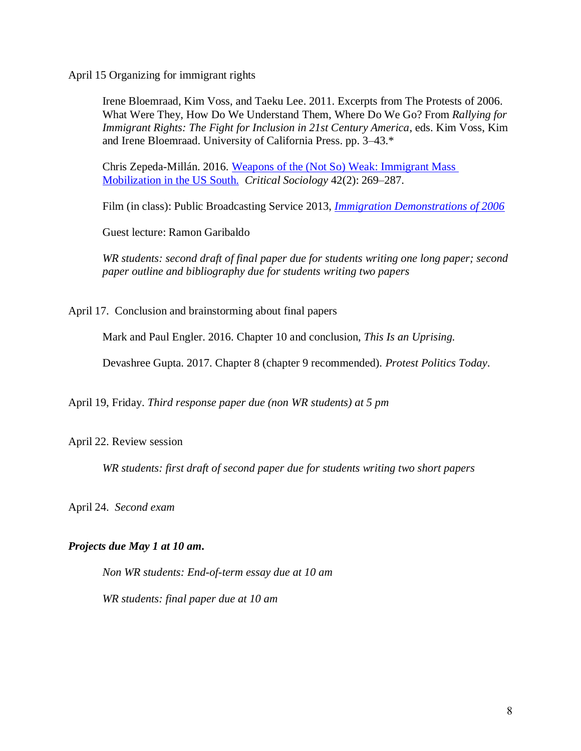April 15 Organizing for immigrant rights

> Irene Bloemraad, Kim Voss, and Taeku Lee. 2011. Excerpts from The Protests of 2006. What Were They, How Do We Understand Them, Where Do We Go? From *Rallying for Immigrant Rights: The Fight for Inclusion in 21st Century America*, eds. Kim Voss, Kim and Irene Bloemraad. University of California Press. pp. 3–43.*
>
> Chris Zepeda-Millán. 2016. Weapons of the (Not So) Weak: Immigrant Mass Mobilization in the US South. *Critical Sociology* 42(2): 269–287.
>
> Film (in class): Public Broadcasting Service 2013, ***Immigration Demonstrations of 2006***
>
> Guest lecture: Ramon Garibaldo
>
> *WR students: second draft of final paper due for students writing one long paper; second paper outline and bibliography due for students writing two papers*

April 17. Conclusion and brainstorming about final papers

> Mark and Paul Engler. 2016. Chapter 10 and conclusion, *This Is an Uprising.*
>
> Devashree Gupta. 2017. Chapter 8 (chapter 9 recommended). *Protest Politics Today*.

April 19, Friday. *Third response paper due (non WR students) at 5 pm*

April 22. Review session

> *WR students: first draft of second paper due for students writing two short papers*

April 24. *Second exam*

***Projects due May 1 at 10 am.***

> *Non WR students: End-of-term essay due at 10 am*
>
> *WR students: final paper due at 10 am*